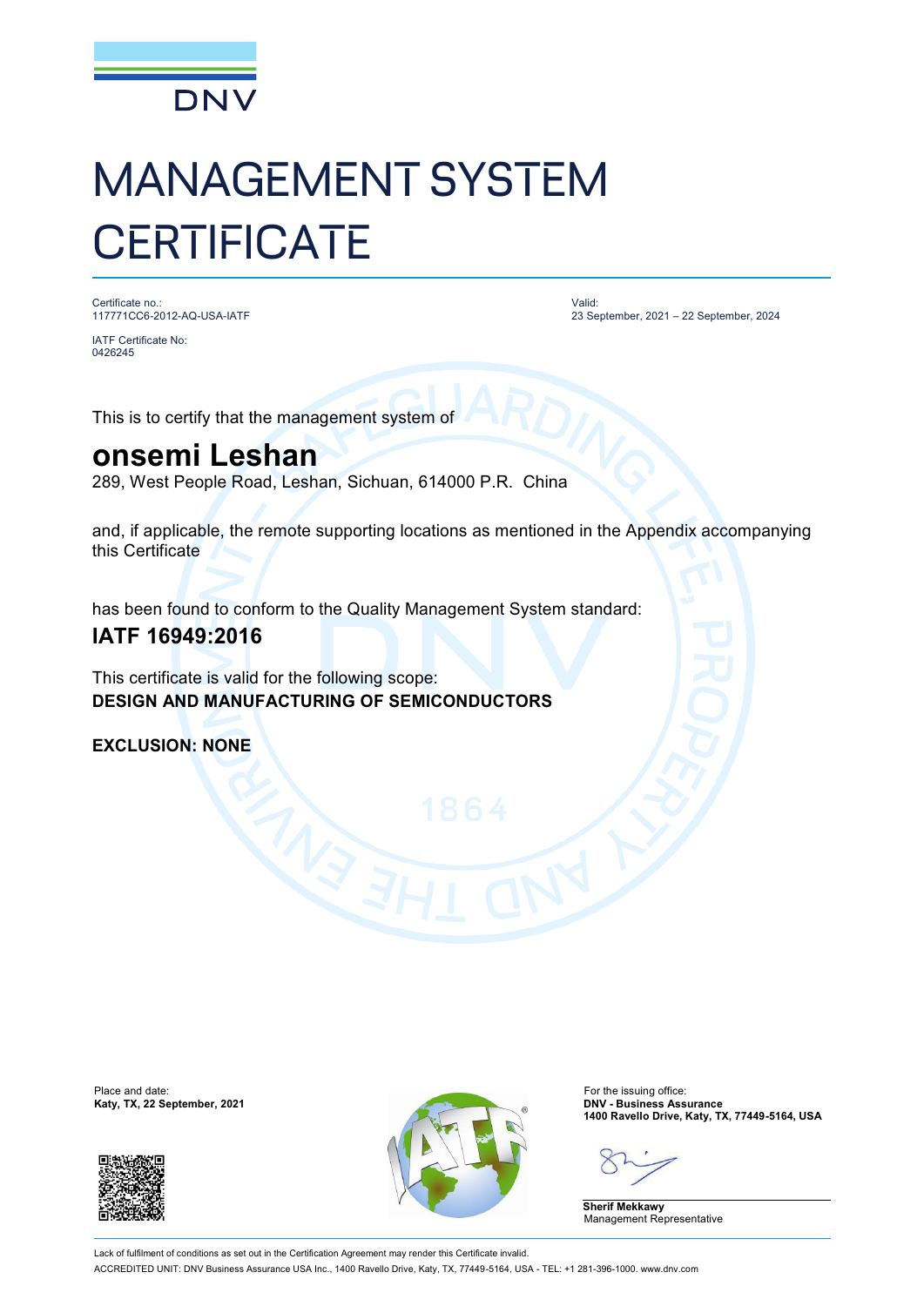DNV

# MANAGEMENT SYSTEM CERTIFICATE

Certificate no.:
117771CC6-2012-AQ-USA-IATF

IATF Certificate No:
0426245

Valid:
23 September, 2021 – 22 September, 2024

This is to certify that the management system of

## onsemi Leshan

289, West People Road, Leshan, Sichuan, 614000 P.R. China

and, if applicable, the remote supporting locations as mentioned in the Appendix accompanying this Certificate

has been found to conform to the Quality Management System standard:

### IATF 16949:2016

This certificate is valid for the following scope:
**DESIGN AND MANUFACTURING OF SEMICONDUCTORS**

**EXCLUSION: NONE**

Place and date:
**Katy, TX, 22 September, 2021**

For the issuing office:
**DNV - Business Assurance**
**1400 Ravello Drive, Katy, TX, 77449-5164, USA**

**Sherif Mekkawy**
Management Representative

Lack of fulfilment of conditions as set out in the Certification Agreement may render this Certificate invalid.
ACCREDITED UNIT: DNV Business Assurance USA Inc., 1400 Ravello Drive, Katy, TX, 77449-5164, USA - TEL: +1 281-396-1000. www.dnv.com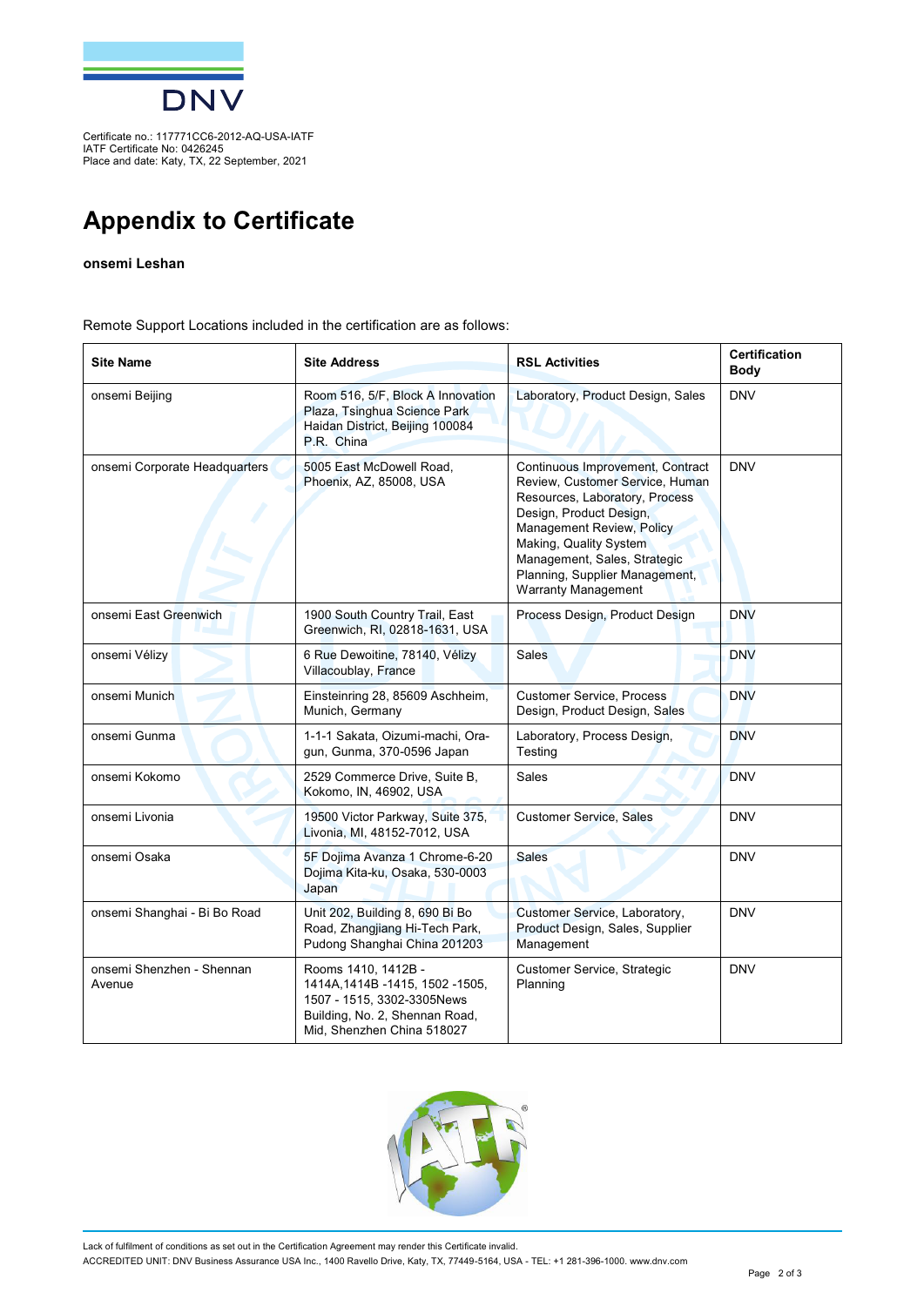Certificate no.: 117771CC6-2012-AQ-USA-IATF
IATF Certificate No: 0426245
Place and date: Katy, TX, 22 September, 2021

# Appendix to Certificate

**onsemi Leshan**

Remote Support Locations included in the certification are as follows:

| Site Name | Site Address | RSL Activities | Certification Body |
|---|---|---|---|
| onsemi Beijing | Room 516, 5/F, Block A Innovation Plaza, Tsinghua Science Park Haidan District, Beijing 100084 P.R. China | Laboratory, Product Design, Sales | DNV |
| onsemi Corporate Headquarters | 5005 East McDowell Road, Phoenix, AZ, 85008, USA | Continuous Improvement, Contract Review, Customer Service, Human Resources, Laboratory, Process Design, Product Design, Management Review, Policy Making, Quality System Management, Sales, Strategic Planning, Supplier Management, Warranty Management | DNV |
| onsemi East Greenwich | 1900 South Country Trail, East Greenwich, RI, 02818-1631, USA | Process Design, Product Design | DNV |
| onsemi Vélizy | 6 Rue Dewoitine, 78140, Vélizy Villacoublay, France | Sales | DNV |
| onsemi Munich | Einsteinring 28, 85609 Aschheim, Munich, Germany | Customer Service, Process Design, Product Design, Sales | DNV |
| onsemi Gunma | 1-1-1 Sakata, Oizumi-machi, Ora-gun, Gunma, 370-0596 Japan | Laboratory, Process Design, Testing | DNV |
| onsemi Kokomo | 2529 Commerce Drive, Suite B, Kokomo, IN, 46902, USA | Sales | DNV |
| onsemi Livonia | 19500 Victor Parkway, Suite 375, Livonia, MI, 48152-7012, USA | Customer Service, Sales | DNV |
| onsemi Osaka | 5F Dojima Avanza 1 Chrome-6-20 Dojima Kita-ku, Osaka, 530-0003 Japan | Sales | DNV |
| onsemi Shanghai - Bi Bo Road | Unit 202, Building 8, 690 Bi Bo Road, Zhangjiang Hi-Tech Park, Pudong Shanghai China 201203 | Customer Service, Laboratory, Product Design, Sales, Supplier Management | DNV |
| onsemi Shenzhen - Shennan Avenue | Rooms 1410, 1412B - 1414A,1414B -1415, 1502 -1505, 1507 - 1515, 3302-3305News Building, No. 2, Shennan Road, Mid, Shenzhen China 518027 | Customer Service, Strategic Planning | DNV |

Lack of fulfilment of conditions as set out in the Certification Agreement may render this Certificate invalid.
ACCREDITED UNIT: DNV Business Assurance USA Inc., 1400 Ravello Drive, Katy, TX, 77449-5164, USA - TEL: +1 281-396-1000. www.dnv.com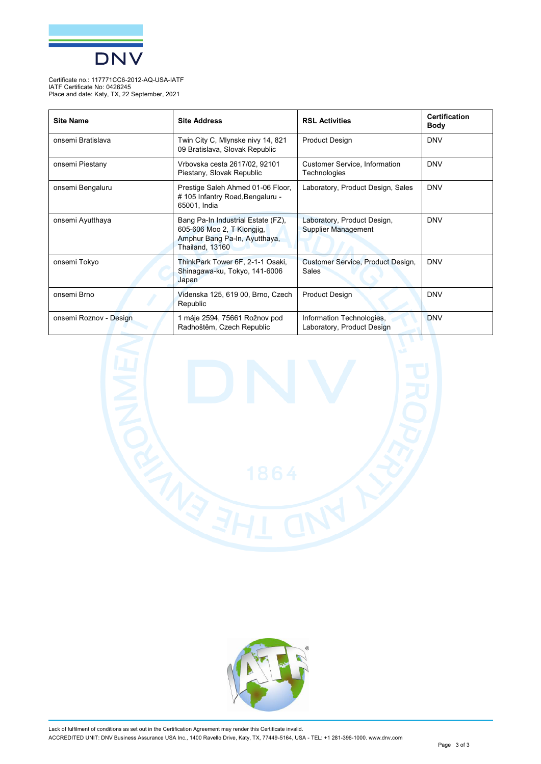Certificate no.: 117771CC6-2012-AQ-USA-IATF
IATF Certificate No: 0426245
Place and date: Katy, TX, 22 September, 2021

| Site Name | Site Address | RSL Activities | Certification Body |
|---|---|---|---|
| onsemi Bratislava | Twin City C, Mlynske nivy 14, 821 09 Bratislava, Slovak Republic | Product Design | DNV |
| onsemi Piestany | Vrbovska cesta 2617/02, 92101 Piestany, Slovak Republic | Customer Service, Information Technologies | DNV |
| onsemi Bengaluru | Prestige Saleh Ahmed 01-06 Floor, # 105 Infantry Road,Bengaluru - 65001, India | Laboratory, Product Design, Sales | DNV |
| onsemi Ayutthaya | Bang Pa-In Industrial Estate (FZ), 605-606 Moo 2, T Klongjig, Amphur Bang Pa-In, Ayutthaya, Thailand, 13160 | Laboratory, Product Design, Supplier Management | DNV |
| onsemi Tokyo | ThinkPark Tower 6F, 2-1-1 Osaki, Shinagawa-ku, Tokyo, 141-6006 Japan | Customer Service, Product Design, Sales | DNV |
| onsemi Brno | Videnska 125, 619 00, Brno, Czech Republic | Product Design | DNV |
| onsemi Roznov - Design | 1 máje 2594, 75661 Rožnov pod Radhoštěm, Czech Republic | Information Technologies, Laboratory, Product Design | DNV |

Lack of fulfilment of conditions as set out in the Certification Agreement may render this Certificate invalid.

ACCREDITED UNIT: DNV Business Assurance USA Inc., 1400 Ravello Drive, Katy, TX, 77449-5164, USA - TEL: +1 281-396-1000. www.dnv.com